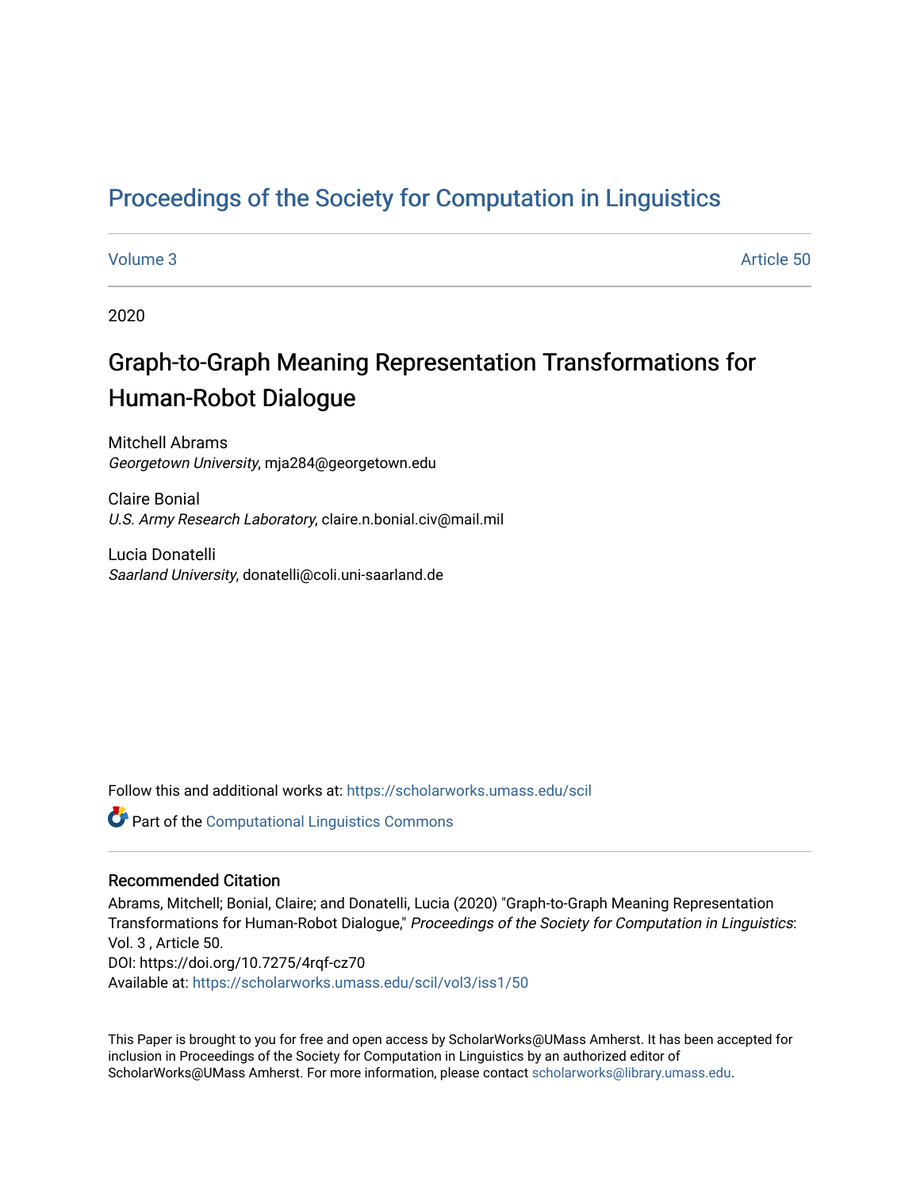Proceedings of the Society for Computation in Linguistics

Volume 3 — Article 50

2020

# Graph-to-Graph Meaning Representation Transformations for Human-Robot Dialogue

Mitchell Abrams
*Georgetown University*, mja284@georgetown.edu

Claire Bonial
*U.S. Army Research Laboratory*, claire.n.bonial.civ@mail.mil

Lucia Donatelli
*Saarland University*, donatelli@coli.uni-saarland.de

Follow this and additional works at: https://scholarworks.umass.edu/scil

Part of the Computational Linguistics Commons

## Recommended Citation

Abrams, Mitchell; Bonial, Claire; and Donatelli, Lucia (2020) "Graph-to-Graph Meaning Representation Transformations for Human-Robot Dialogue," *Proceedings of the Society for Computation in Linguistics*: Vol. 3 , Article 50.
DOI: https://doi.org/10.7275/4rqf-cz70
Available at: https://scholarworks.umass.edu/scil/vol3/iss1/50

This Paper is brought to you for free and open access by ScholarWorks@UMass Amherst. It has been accepted for inclusion in Proceedings of the Society for Computation in Linguistics by an authorized editor of ScholarWorks@UMass Amherst. For more information, please contact scholarworks@library.umass.edu.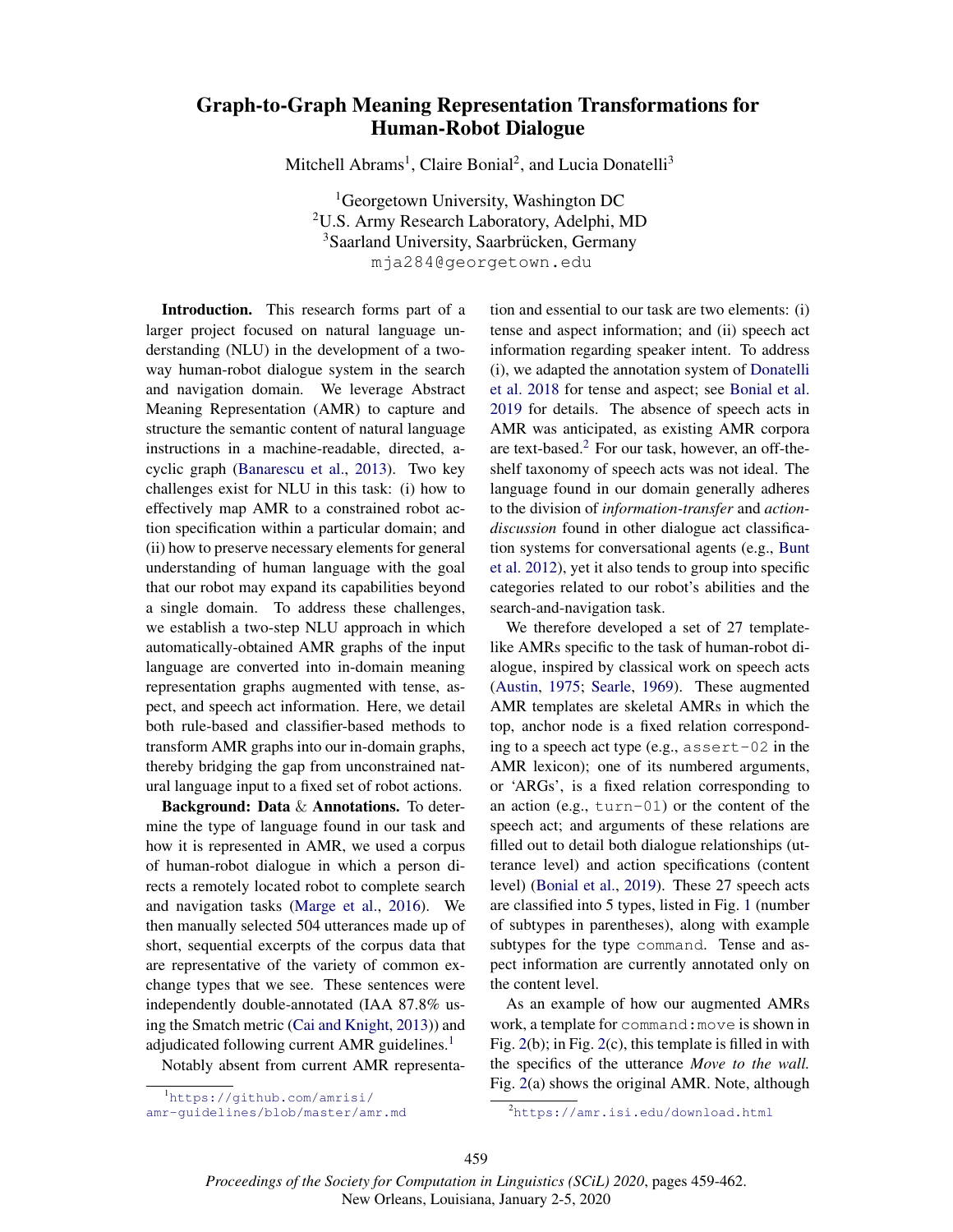# Graph-to-Graph Meaning Representation Transformations for Human-Robot Dialogue

Mitchell Abrams[1], Claire Bonial[2], and Lucia Donatelli[3]

[1]Georgetown University, Washington DC
[2]U.S. Army Research Laboratory, Adelphi, MD
[3]Saarland University, Saarbrücken, Germany
mja284@georgetown.edu

**Introduction.** This research forms part of a larger project focused on natural language understanding (NLU) in the development of a two-way human-robot dialogue system in the search and navigation domain. We leverage Abstract Meaning Representation (AMR) to capture and structure the semantic content of natural language instructions in a machine-readable, directed, a-cyclic graph (Banarescu et al., 2013). Two key challenges exist for NLU in this task: (i) how to effectively map AMR to a constrained robot action specification within a particular domain; and (ii) how to preserve necessary elements for general understanding of human language with the goal that our robot may expand its capabilities beyond a single domain. To address these challenges, we establish a two-step NLU approach in which automatically-obtained AMR graphs of the input language are converted into in-domain meaning representation graphs augmented with tense, aspect, and speech act information. Here, we detail both rule-based and classifier-based methods to transform AMR graphs into our in-domain graphs, thereby bridging the gap from unconstrained natural language input to a fixed set of robot actions.

**Background: Data & Annotations.** To determine the type of language found in our task and how it is represented in AMR, we used a corpus of human-robot dialogue in which a person directs a remotely located robot to complete search and navigation tasks (Marge et al., 2016). We then manually selected 504 utterances made up of short, sequential excerpts of the corpus data that are representative of the variety of common exchange types that we see. These sentences were independently double-annotated (IAA 87.8% using the Smatch metric (Cai and Knight, 2013)) and adjudicated following current AMR guidelines.[1]

Notably absent from current AMR representation and essential to our task are two elements: (i) tense and aspect information; and (ii) speech act information regarding speaker intent. To address (i), we adapted the annotation system of Donatelli et al. 2018 for tense and aspect; see Bonial et al. 2019 for details. The absence of speech acts in AMR was anticipated, as existing AMR corpora are text-based.[2] For our task, however, an off-the-shelf taxonomy of speech acts was not ideal. The language found in our domain generally adheres to the division of *information-transfer* and *action-discussion* found in other dialogue act classification systems for conversational agents (e.g., Bunt et al. 2012), yet it also tends to group into specific categories related to our robot's abilities and the search-and-navigation task.

We therefore developed a set of 27 template-like AMRs specific to the task of human-robot dialogue, inspired by classical work on speech acts (Austin, 1975; Searle, 1969). These augmented AMR templates are skeletal AMRs in which the top, anchor node is a fixed relation corresponding to a speech act type (e.g., `assert-02` in the AMR lexicon); one of its numbered arguments, or 'ARGs', is a fixed relation corresponding to an action (e.g., `turn-01`) or the content of the speech act; and arguments of these relations are filled out to detail both dialogue relationships (utterance level) and action specifications (content level) (Bonial et al., 2019). These 27 speech acts are classified into 5 types, listed in Fig. 1 (number of subtypes in parentheses), along with example subtypes for the type `command`. Tense and aspect information are currently annotated only on the content level.

As an example of how our augmented AMRs work, a template for `command:move` is shown in Fig. 2(b); in Fig. 2(c), this template is filled in with the specifics of the utterance *Move to the wall.* Fig. 2(a) shows the original AMR. Note, although

[1] https://github.com/amrisi/amr-guidelines/blob/master/amr.md

[2] https://amr.isi.edu/download.html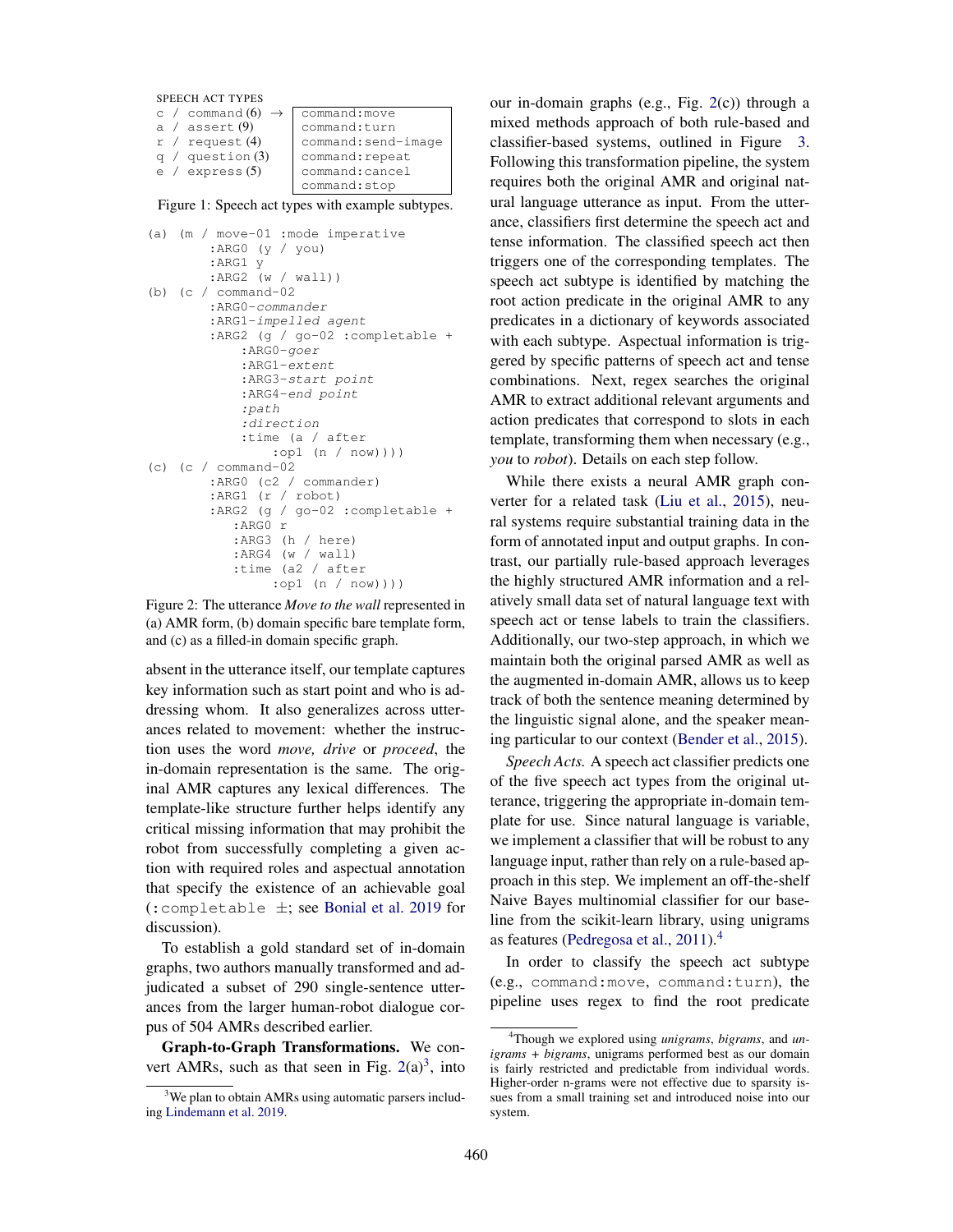SPEECH ACT TYPES

```
c / command (6) →   command:move
a / assert (9)      command:turn
r / request (4)     command:send-image
q / question (3)    command:repeat
e / express (5)     command:cancel
                    command:stop
```

Figure 1: Speech act types with example subtypes.

```
(a)  (m / move-01 :mode imperative
        :ARG0 (y / you)
        :ARG1 y
        :ARG2 (w / wall))
(b)  (c / command-02
        :ARG0-commander
        :ARG1-impelled agent
        :ARG2 (g / go-02 :completable +
            :ARG0-goer
            :ARG1-extent
            :ARG3-start point
            :ARG4-end point
            :path
            :direction
            :time (a / after
                :op1 (n / now))))
(c)  (c / command-02
        :ARG0 (c2 / commander)
        :ARG1 (r / robot)
        :ARG2 (g / go-02 :completable +
           :ARG0 r
           :ARG3 (h / here)
           :ARG4 (w / wall)
           :time (a2 / after
                :op1 (n / now))))
```

Figure 2: The utterance *Move to the wall* represented in (a) AMR form, (b) domain specific bare template form, and (c) as a filled-in domain specific graph.

absent in the utterance itself, our template captures key information such as start point and who is addressing whom. It also generalizes across utterances related to movement: whether the instruction uses the word *move, drive* or *proceed*, the in-domain representation is the same. The original AMR captures any lexical differences. The template-like structure further helps identify any critical missing information that may prohibit the robot from successfully completing a given action with required roles and aspectual annotation that specify the existence of an achievable goal (`:completable` ±; see Bonial et al. 2019 for discussion).

To establish a gold standard set of in-domain graphs, two authors manually transformed and adjudicated a subset of 290 single-sentence utterances from the larger human-robot dialogue corpus of 504 AMRs described earlier.

**Graph-to-Graph Transformations.** We convert AMRs, such as that seen in Fig. 2(a)[3], into our in-domain graphs (e.g., Fig. 2(c)) through a mixed methods approach of both rule-based and classifier-based systems, outlined in Figure 3. Following this transformation pipeline, the system requires both the original AMR and original natural language utterance as input. From the utterance, classifiers first determine the speech act and tense information. The classified speech act then triggers one of the corresponding templates. The speech act subtype is identified by matching the root action predicate in the original AMR to any predicates in a dictionary of keywords associated with each subtype. Aspectual information is triggered by specific patterns of speech act and tense combinations. Next, regex searches the original AMR to extract additional relevant arguments and action predicates that correspond to slots in each template, transforming them when necessary (e.g., *you* to *robot*). Details on each step follow.

While there exists a neural AMR graph converter for a related task (Liu et al., 2015), neural systems require substantial training data in the form of annotated input and output graphs. In contrast, our partially rule-based approach leverages the highly structured AMR information and a relatively small data set of natural language text with speech act or tense labels to train the classifiers. Additionally, our two-step approach, in which we maintain both the original parsed AMR as well as the augmented in-domain AMR, allows us to keep track of both the sentence meaning determined by the linguistic signal alone, and the speaker meaning particular to our context (Bender et al., 2015).

*Speech Acts.* A speech act classifier predicts one of the five speech act types from the original utterance, triggering the appropriate in-domain template for use. Since natural language is variable, we implement a classifier that will be robust to any language input, rather than rely on a rule-based approach in this step. We implement an off-the-shelf Naive Bayes multinomial classifier for our baseline from the scikit-learn library, using unigrams as features (Pedregosa et al., 2011).[4]

In order to classify the speech act subtype (e.g., `command:move`, `command:turn`), the pipeline uses regex to find the root predicate

[3] We plan to obtain AMRs using automatic parsers including Lindemann et al. 2019.

[4] Though we explored using *unigrams*, *bigrams*, and *unigrams + bigrams*, unigrams performed best as our domain is fairly restricted and predictable from individual words. Higher-order n-grams were not effective due to sparsity issues from a small training set and introduced noise into our system.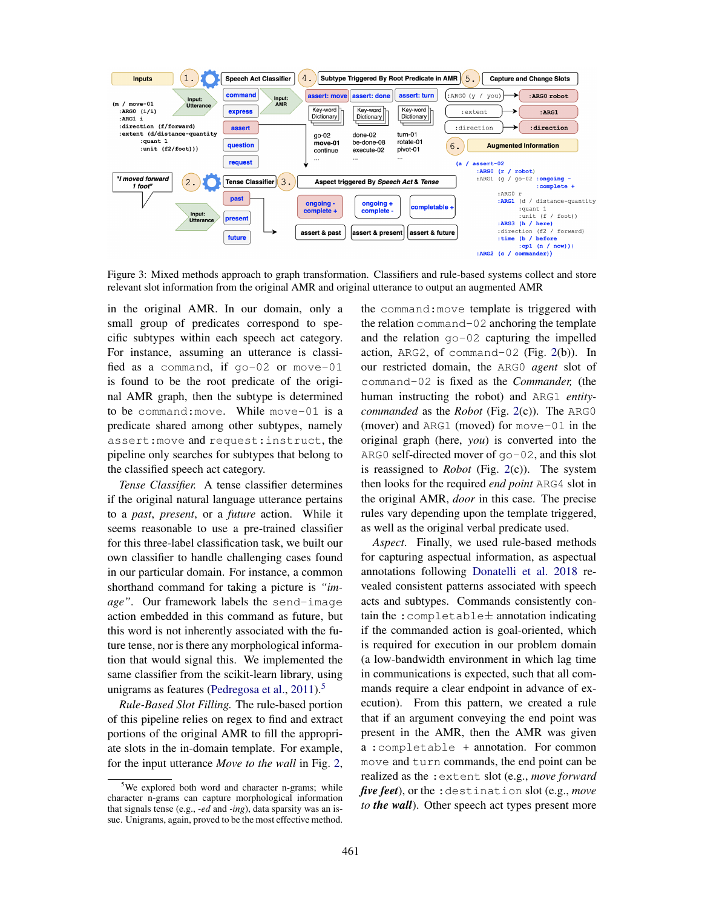Figure 3: Mixed methods approach to graph transformation. Classifiers and rule-based systems collect and store relevant slot information from the original AMR and original utterance to output an augmented AMR

in the original AMR. In our domain, only a small group of predicates correspond to specific subtypes within each speech act category. For instance, assuming an utterance is classified as a `command`, if `go-02` or `move-01` is found to be the root predicate of the original AMR graph, then the subtype is determined to be `command:move`. While `move-01` is a predicate shared among other subtypes, namely `assert:move` and `request:instruct`, the pipeline only searches for subtypes that belong to the classified speech act category.

*Tense Classifier.* A tense classifier determines if the original natural language utterance pertains to a *past*, *present*, or a *future* action. While it seems reasonable to use a pre-trained classifier for this three-label classification task, we built our own classifier to handle challenging cases found in our particular domain. For instance, a common shorthand command for taking a picture is *"image"*. Our framework labels the `send-image` action embedded in this command as future, but this word is not inherently associated with the future tense, nor is there any morphological information that would signal this. We implemented the same classifier from the scikit-learn library, using unigrams as features (Pedregosa et al., 2011).[5]

*Rule-Based Slot Filling.* The rule-based portion of this pipeline relies on regex to find and extract portions of the original AMR to fill the appropriate slots in the in-domain template. For example, for the input utterance *Move to the wall* in Fig. 2, the `command:move` template is triggered with the relation `command-02` anchoring the template and the relation `go-02` capturing the impelled action, `ARG2`, of `command-02` (Fig. 2(b)). In our restricted domain, the `ARG0` *agent* slot of `command-02` is fixed as the *Commander,* (the human instructing the robot) and `ARG1` *entity-commanded* as the *Robot* (Fig. 2(c)). The `ARG0` (mover) and `ARG1` (moved) for `move-01` in the original graph (here, *you*) is converted into the `ARG0` self-directed mover of `go-02`, and this slot is reassigned to *Robot* (Fig. 2(c)). The system then looks for the required *end point* `ARG4` slot in the original AMR, *door* in this case. The precise rules vary depending upon the template triggered, as well as the original verbal predicate used.

*Aspect.* Finally, we used rule-based methods for capturing aspectual information, as aspectual annotations following Donatelli et al. 2018 revealed consistent patterns associated with speech acts and subtypes. Commands consistently contain the `:completable±` annotation indicating if the commanded action is goal-oriented, which is required for execution in our problem domain (a low-bandwidth environment in which lag time in communications is expected, such that all commands require a clear endpoint in advance of execution). From this pattern, we created a rule that if an argument conveying the end point was present in the AMR, then the AMR was given a `:completable +` annotation. For common `move` and `turn` commands, the end point can be realized as the `:extent` slot (e.g., *move forward **five feet***), or the `:destination` slot (e.g., *move to **the wall***). Other speech act types present more

[5] We explored both word and character n-grams; while character n-grams can capture morphological information that signals tense (e.g., *-ed* and *-ing*), data sparsity was an issue. Unigrams, again, proved to be the most effective method.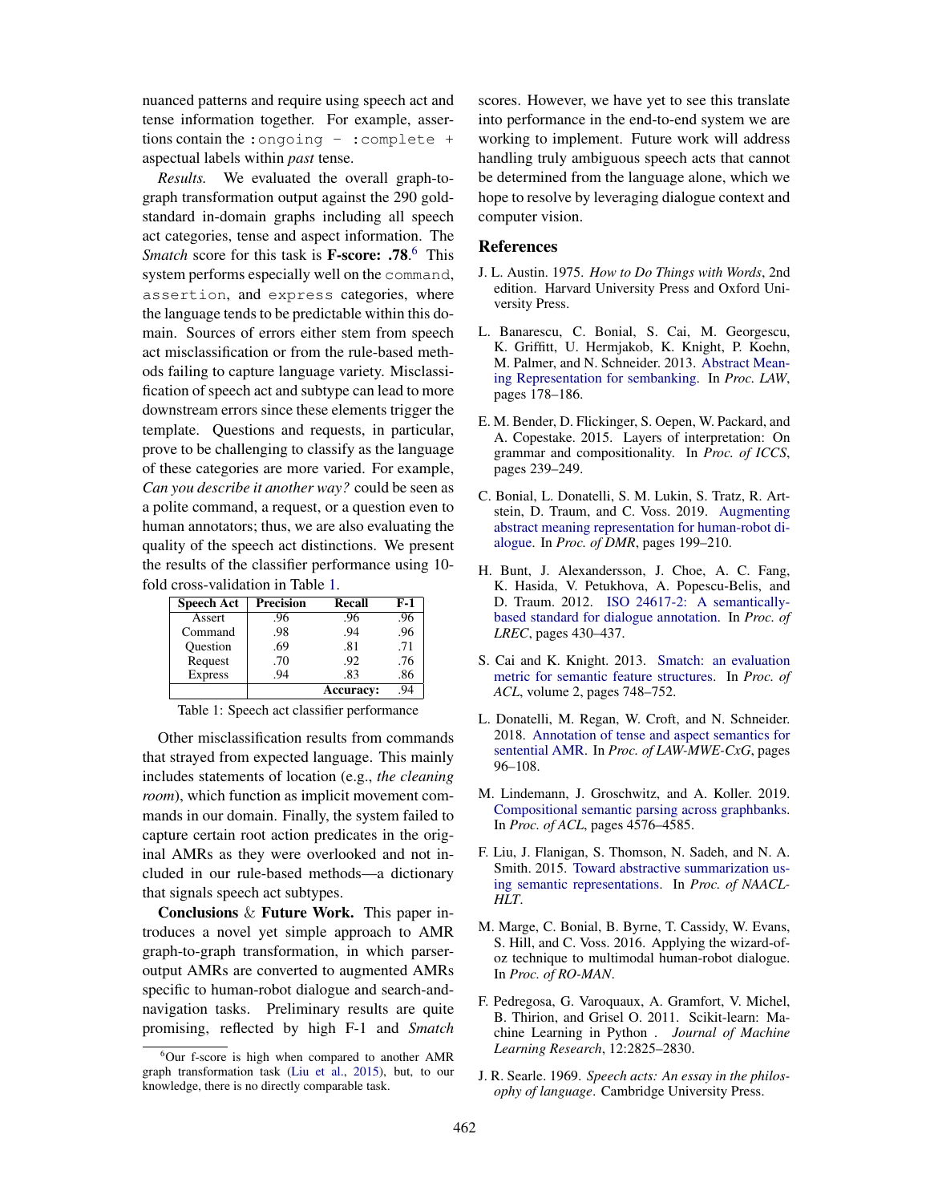nuanced patterns and require using speech act and tense information together. For example, assertions contain the `:ongoing - :complete +` aspectual labels within *past* tense.

*Results.* We evaluated the overall graph-to-graph transformation output against the 290 gold-standard in-domain graphs including all speech act categories, tense and aspect information. The *Smatch* score for this task is **F-score: .78**.[6] This system performs especially well on the `command`, `assertion`, and `express` categories, where the language tends to be predictable within this domain. Sources of errors either stem from speech act misclassification or from the rule-based methods failing to capture language variety. Misclassification of speech act and subtype can lead to more downstream errors since these elements trigger the template. Questions and requests, in particular, prove to be challenging to classify as the language of these categories are more varied. For example, *Can you describe it another way?* could be seen as a polite command, a request, or a question even to human annotators; thus, we are also evaluating the quality of the speech act distinctions. We present the results of the classifier performance using 10-fold cross-validation in Table 1.

| Speech Act | Precision | Recall | F-1 |
|---|---|---|---|
| Assert | .96 | .96 | .96 |
| Command | .98 | .94 | .96 |
| Question | .69 | .81 | .71 |
| Request | .70 | .92 | .76 |
| Express | .94 | .83 | .86 |
| | | **Accuracy:** | .94 |

Table 1: Speech act classifier performance

Other misclassification results from commands that strayed from expected language. This mainly includes statements of location (e.g., *the cleaning room*), which function as implicit movement commands in our domain. Finally, the system failed to capture certain root action predicates in the original AMRs as they were overlooked and not included in our rule-based methods—a dictionary that signals speech act subtypes.

**Conclusions** & **Future Work.** This paper introduces a novel yet simple approach to AMR graph-to-graph transformation, in which parser-output AMRs are converted to augmented AMRs specific to human-robot dialogue and search-and-navigation tasks. Preliminary results are quite promising, reflected by high F-1 and *Smatch* scores. However, we have yet to see this translate into performance in the end-to-end system we are working to implement. Future work will address handling truly ambiguous speech acts that cannot be determined from the language alone, which we hope to resolve by leveraging dialogue context and computer vision.

[6]Our f-score is high when compared to another AMR graph transformation task (Liu et al., 2015), but, to our knowledge, there is no directly comparable task.

## References

J. L. Austin. 1975. *How to Do Things with Words*, 2nd edition. Harvard University Press and Oxford University Press.

L. Banarescu, C. Bonial, S. Cai, M. Georgescu, K. Griffitt, U. Hermjakob, K. Knight, P. Koehn, M. Palmer, and N. Schneider. 2013. Abstract Meaning Representation for sembanking. In *Proc. LAW*, pages 178–186.

E. M. Bender, D. Flickinger, S. Oepen, W. Packard, and A. Copestake. 2015. Layers of interpretation: On grammar and compositionality. In *Proc. of ICCS*, pages 239–249.

C. Bonial, L. Donatelli, S. M. Lukin, S. Tratz, R. Artstein, D. Traum, and C. Voss. 2019. Augmenting abstract meaning representation for human-robot dialogue. In *Proc. of DMR*, pages 199–210.

H. Bunt, J. Alexandersson, J. Choe, A. C. Fang, K. Hasida, V. Petukhova, A. Popescu-Belis, and D. Traum. 2012. ISO 24617-2: A semantically-based standard for dialogue annotation. In *Proc. of LREC*, pages 430–437.

S. Cai and K. Knight. 2013. Smatch: an evaluation metric for semantic feature structures. In *Proc. of ACL*, volume 2, pages 748–752.

L. Donatelli, M. Regan, W. Croft, and N. Schneider. 2018. Annotation of tense and aspect semantics for sentential AMR. In *Proc. of LAW-MWE-CxG*, pages 96–108.

M. Lindemann, J. Groschwitz, and A. Koller. 2019. Compositional semantic parsing across graphbanks. In *Proc. of ACL*, pages 4576–4585.

F. Liu, J. Flanigan, S. Thomson, N. Sadeh, and N. A. Smith. 2015. Toward abstractive summarization using semantic representations. In *Proc. of NAACL-HLT*.

M. Marge, C. Bonial, B. Byrne, T. Cassidy, W. Evans, S. Hill, and C. Voss. 2016. Applying the wizard-of-oz technique to multimodal human-robot dialogue. In *Proc. of RO-MAN*.

F. Pedregosa, G. Varoquaux, A. Gramfort, V. Michel, B. Thirion, and Grisel O. 2011. Scikit-learn: Machine Learning in Python . *Journal of Machine Learning Research*, 12:2825–2830.

J. R. Searle. 1969. *Speech acts: An essay in the philosophy of language*. Cambridge University Press.